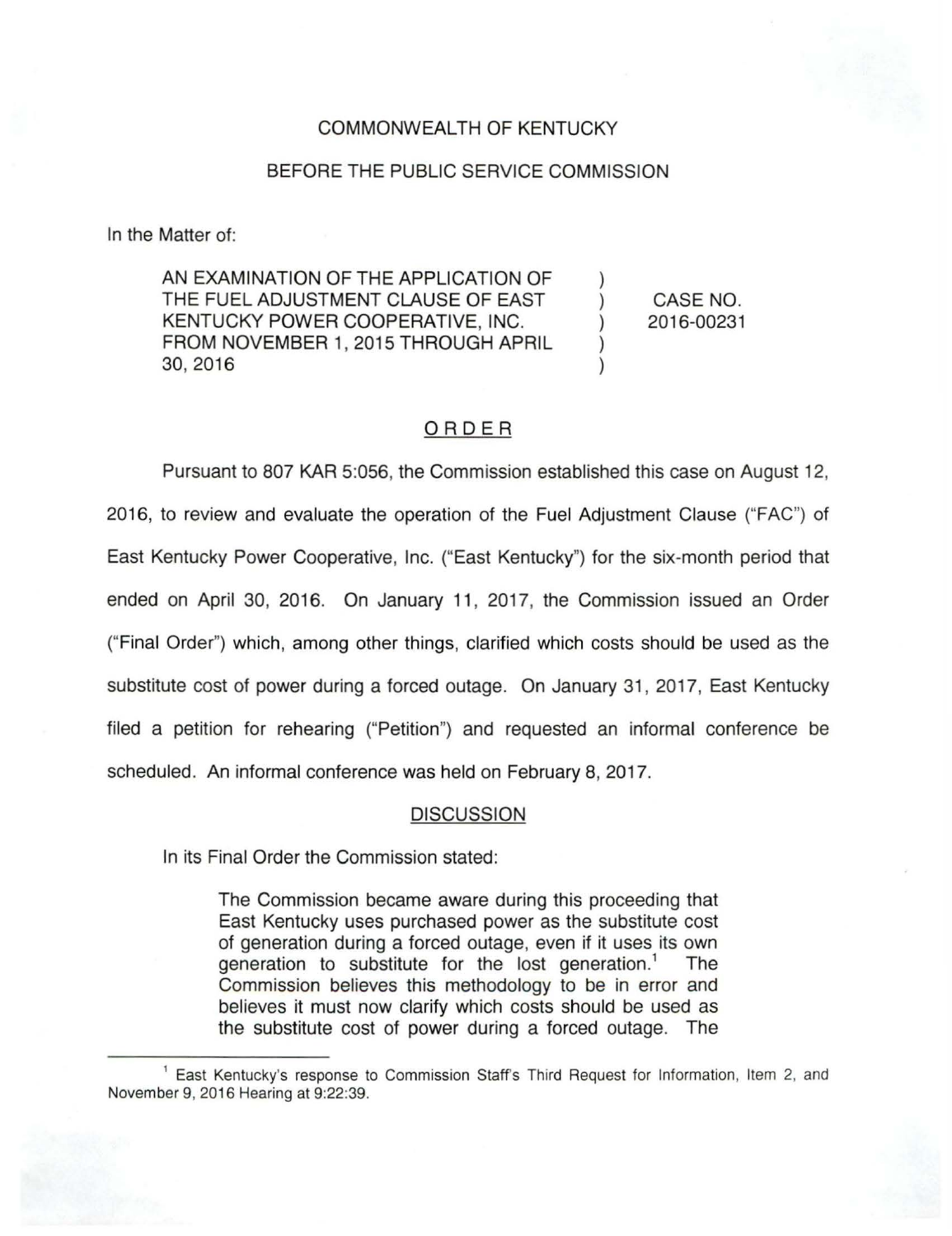COMMONWEALTH OF KENTUCKY

BEFORE THE PUBLIC SERVICE COMMISSION

In the Matter of:

| | | |
|---|---|---|
| AN EXAMINATION OF THE APPLICATION OF THE FUEL ADJUSTMENT CLAUSE OF EAST KENTUCKY POWER COOPERATIVE, INC. FROM NOVEMBER 1, 2015 THROUGH APRIL 30, 2016 | ) ) ) ) ) | CASE NO. 2016-00231 |

## ORDER

Pursuant to 807 KAR 5:056, the Commission established this case on August 12, 2016, to review and evaluate the operation of the Fuel Adjustment Clause ("FAC") of East Kentucky Power Cooperative, Inc. ("East Kentucky") for the six-month period that ended on April 30, 2016. On January 11, 2017, the Commission issued an Order ("Final Order") which, among other things, clarified which costs should be used as the substitute cost of power during a forced outage. On January 31, 2017, East Kentucky filed a petition for rehearing ("Petition") and requested an informal conference be scheduled. An informal conference was held on February 8, 2017.

## DISCUSSION

In its Final Order the Commission stated:

> The Commission became aware during this proceeding that East Kentucky uses purchased power as the substitute cost of generation during a forced outage, even if it uses its own generation to substitute for the lost generation.[1] The Commission believes this methodology to be in error and believes it must now clarify which costs should be used as the substitute cost of power during a forced outage. The

[1] East Kentucky's response to Commission Staff's Third Request for Information, Item 2, and November 9, 2016 Hearing at 9:22:39.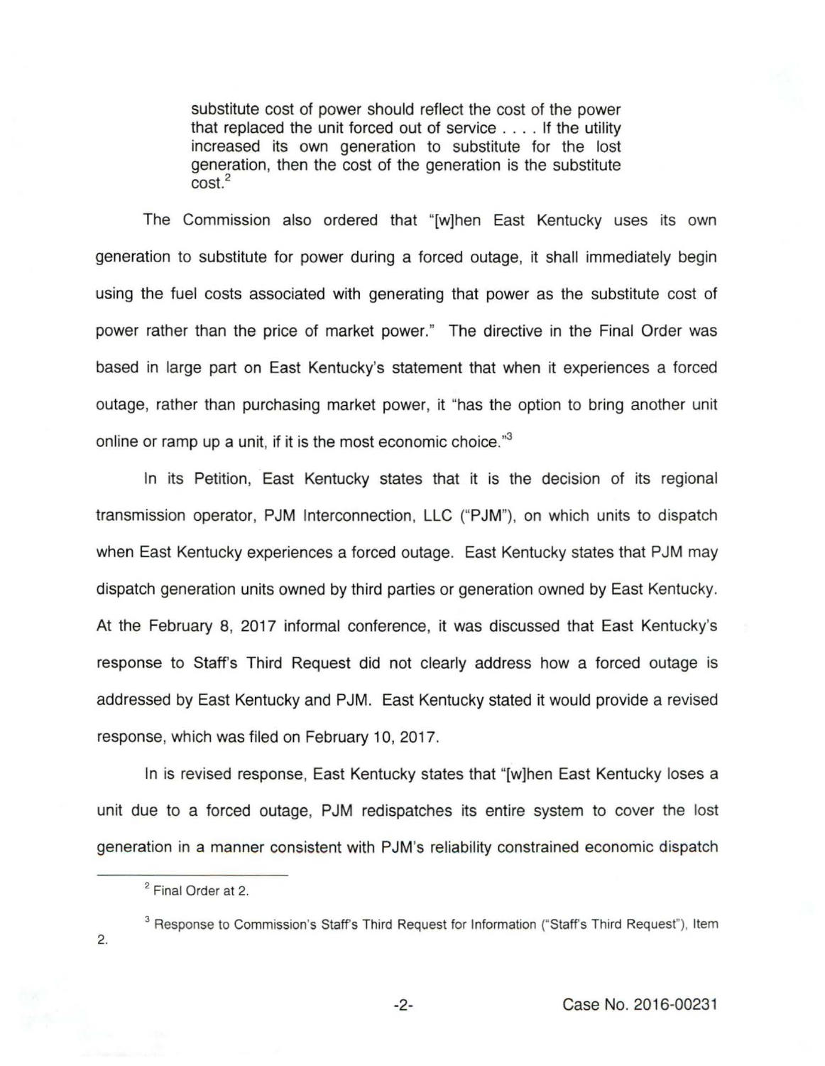> substitute cost of power should reflect the cost of the power that replaced the unit forced out of service . . . . If the utility increased its own generation to substitute for the lost generation, then the cost of the generation is the substitute cost.[2]

The Commission also ordered that "[w]hen East Kentucky uses its own generation to substitute for power during a forced outage, it shall immediately begin using the fuel costs associated with generating that power as the substitute cost of power rather than the price of market power." The directive in the Final Order was based in large part on East Kentucky's statement that when it experiences a forced outage, rather than purchasing market power, it "has the option to bring another unit online or ramp up a unit, if it is the most economic choice."[3]

In its Petition, East Kentucky states that it is the decision of its regional transmission operator, PJM Interconnection, LLC ("PJM"), on which units to dispatch when East Kentucky experiences a forced outage. East Kentucky states that PJM may dispatch generation units owned by third parties or generation owned by East Kentucky. At the February 8, 2017 informal conference, it was discussed that East Kentucky's response to Staff's Third Request did not clearly address how a forced outage is addressed by East Kentucky and PJM. East Kentucky stated it would provide a revised response, which was filed on February 10, 2017.

In is revised response, East Kentucky states that "[w]hen East Kentucky loses a unit due to a forced outage, PJM redispatches its entire system to cover the lost generation in a manner consistent with PJM's reliability constrained economic dispatch

---

[2] Final Order at 2.

[3] Response to Commission's Staff's Third Request for Information ("Staff's Third Request"), Item 2.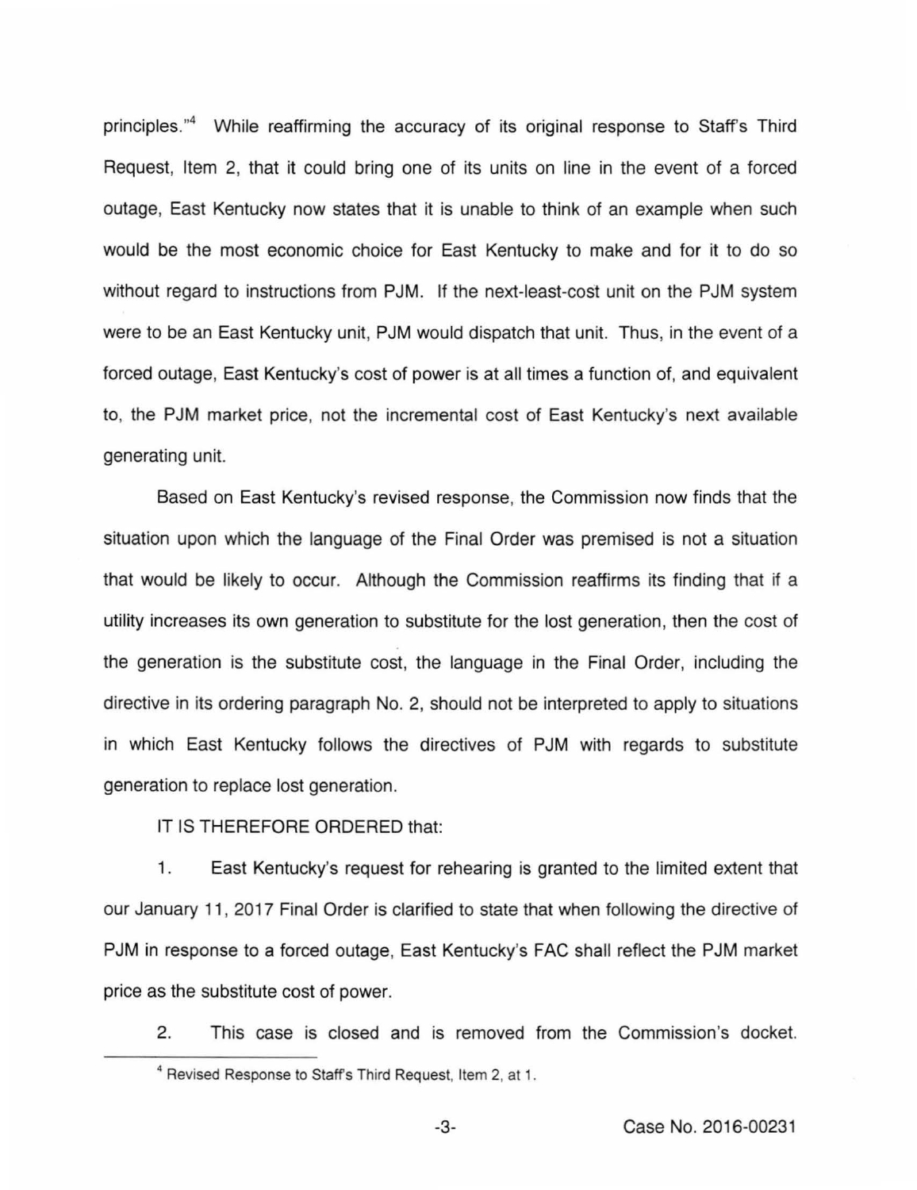principles."[4] While reaffirming the accuracy of its original response to Staff's Third Request, Item 2, that it could bring one of its units on line in the event of a forced outage, East Kentucky now states that it is unable to think of an example when such would be the most economic choice for East Kentucky to make and for it to do so without regard to instructions from PJM. If the next-least-cost unit on the PJM system were to be an East Kentucky unit, PJM would dispatch that unit. Thus, in the event of a forced outage, East Kentucky's cost of power is at all times a function of, and equivalent to, the PJM market price, not the incremental cost of East Kentucky's next available generating unit.

Based on East Kentucky's revised response, the Commission now finds that the situation upon which the language of the Final Order was premised is not a situation that would be likely to occur. Although the Commission reaffirms its finding that if a utility increases its own generation to substitute for the lost generation, then the cost of the generation is the substitute cost, the language in the Final Order, including the directive in its ordering paragraph No. 2, should not be interpreted to apply to situations in which East Kentucky follows the directives of PJM with regards to substitute generation to replace lost generation.

IT IS THEREFORE ORDERED that:

1. East Kentucky's request for rehearing is granted to the limited extent that our January 11, 2017 Final Order is clarified to state that when following the directive of PJM in response to a forced outage, East Kentucky's FAC shall reflect the PJM market price as the substitute cost of power.

2. This case is closed and is removed from the Commission's docket.

[4] Revised Response to Staff's Third Request, Item 2, at 1.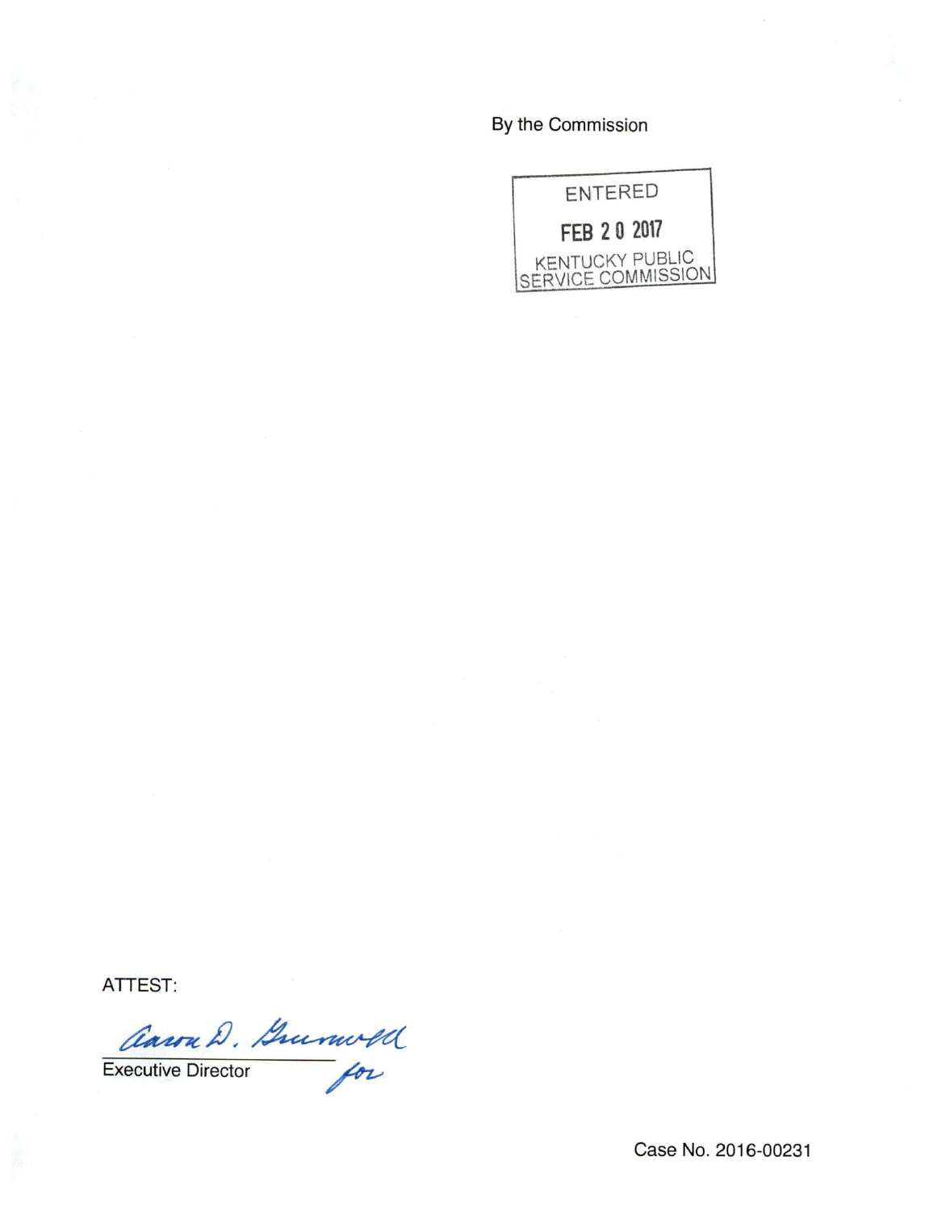By the Commission

ENTERED

FEB 20 2017

KENTUCKY PUBLIC SERVICE COMMISSION

ATTEST:

Aaron D. Greenwell for

Executive Director

Case No. 2016-00231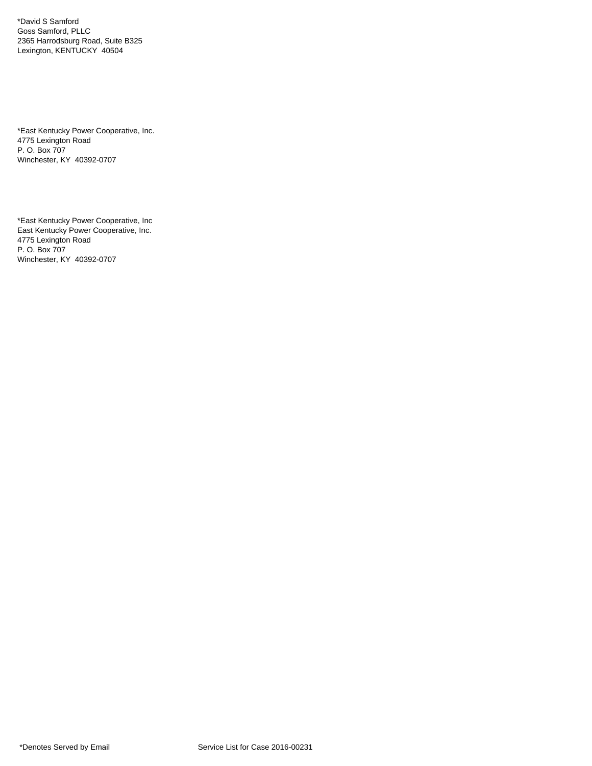*David S Samford
Goss Samford, PLLC
2365 Harrodsburg Road, Suite B325
Lexington, KENTUCKY  40504

*East Kentucky Power Cooperative, Inc.
4775 Lexington Road
P. O. Box 707
Winchester, KY  40392-0707

*East Kentucky Power Cooperative, Inc
East Kentucky Power Cooperative, Inc.
4775 Lexington Road
P. O. Box 707
Winchester, KY  40392-0707

*Denotes Served by Email

Service List for Case 2016-00231